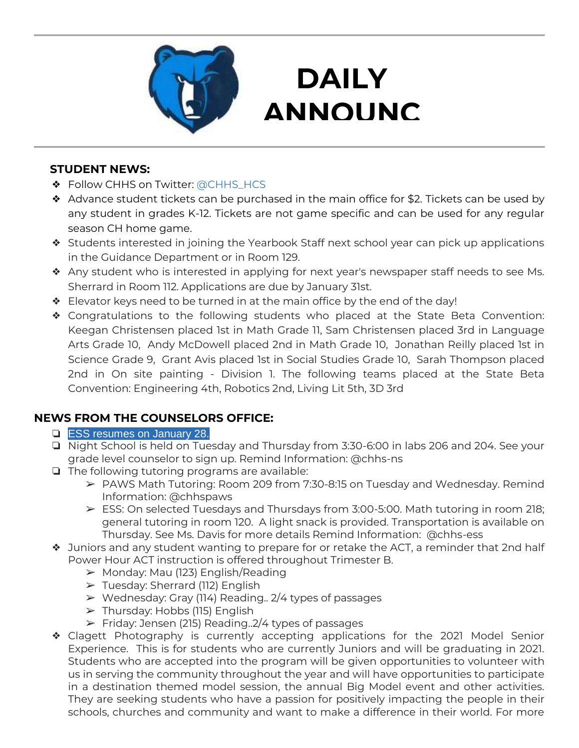# DAILY ANNOUNC

## STUDENT NEWS:

- Follow CHHS on Twitter: @CHHS_HCS
- Advance student tickets can be purchased in the main office for $2. Tickets can be used by any student in grades K-12. Tickets are not game specific and can be used for any regular season CH home game.
- Students interested in joining the Yearbook Staff next school year can pick up applications in the Guidance Department or in Room 129.
- Any student who is interested in applying for next year's newspaper staff needs to see Ms. Sherrard in Room 112. Applications are due by January 31st.
- Elevator keys need to be turned in at the main office by the end of the day!
- Congratulations to the following students who placed at the State Beta Convention: Keegan Christensen placed 1st in Math Grade 11, Sam Christensen placed 3rd in Language Arts Grade 10, Andy McDowell placed 2nd in Math Grade 10, Jonathan Reilly placed 1st in Science Grade 9, Grant Avis placed 1st in Social Studies Grade 10, Sarah Thompson placed 2nd in On site painting - Division 1. The following teams placed at the State Beta Convention: Engineering 4th, Robotics 2nd, Living Lit 5th, 3D 3rd

## NEWS FROM THE COUNSELORS OFFICE:

- ESS resumes on January 28.
- Night School is held on Tuesday and Thursday from 3:30-6:00 in labs 206 and 204. See your grade level counselor to sign up. Remind Information: @chhs-ns
- The following tutoring programs are available:
  - PAWS Math Tutoring: Room 209 from 7:30-8:15 on Tuesday and Wednesday. Remind Information: @chhspaws
  - ESS: On selected Tuesdays and Thursdays from 3:00-5:00. Math tutoring in room 218; general tutoring in room 120. A light snack is provided. Transportation is available on Thursday. See Ms. Davis for more details Remind Information: @chhs-ess
- Juniors and any student wanting to prepare for or retake the ACT, a reminder that 2nd half Power Hour ACT instruction is offered throughout Trimester B.
  - Monday: Mau (123) English/Reading
  - Tuesday: Sherrard (112) English
  - Wednesday: Gray (114) Reading.. 2/4 types of passages
  - Thursday: Hobbs (115) English
  - Friday: Jensen (215) Reading..2/4 types of passages
- Clagett Photography is currently accepting applications for the 2021 Model Senior Experience. This is for students who are currently Juniors and will be graduating in 2021. Students who are accepted into the program will be given opportunities to volunteer with us in serving the community throughout the year and will have opportunities to participate in a destination themed model session, the annual Big Model event and other activities. They are seeking students who have a passion for positively impacting the people in their schools, churches and community and want to make a difference in their world. For more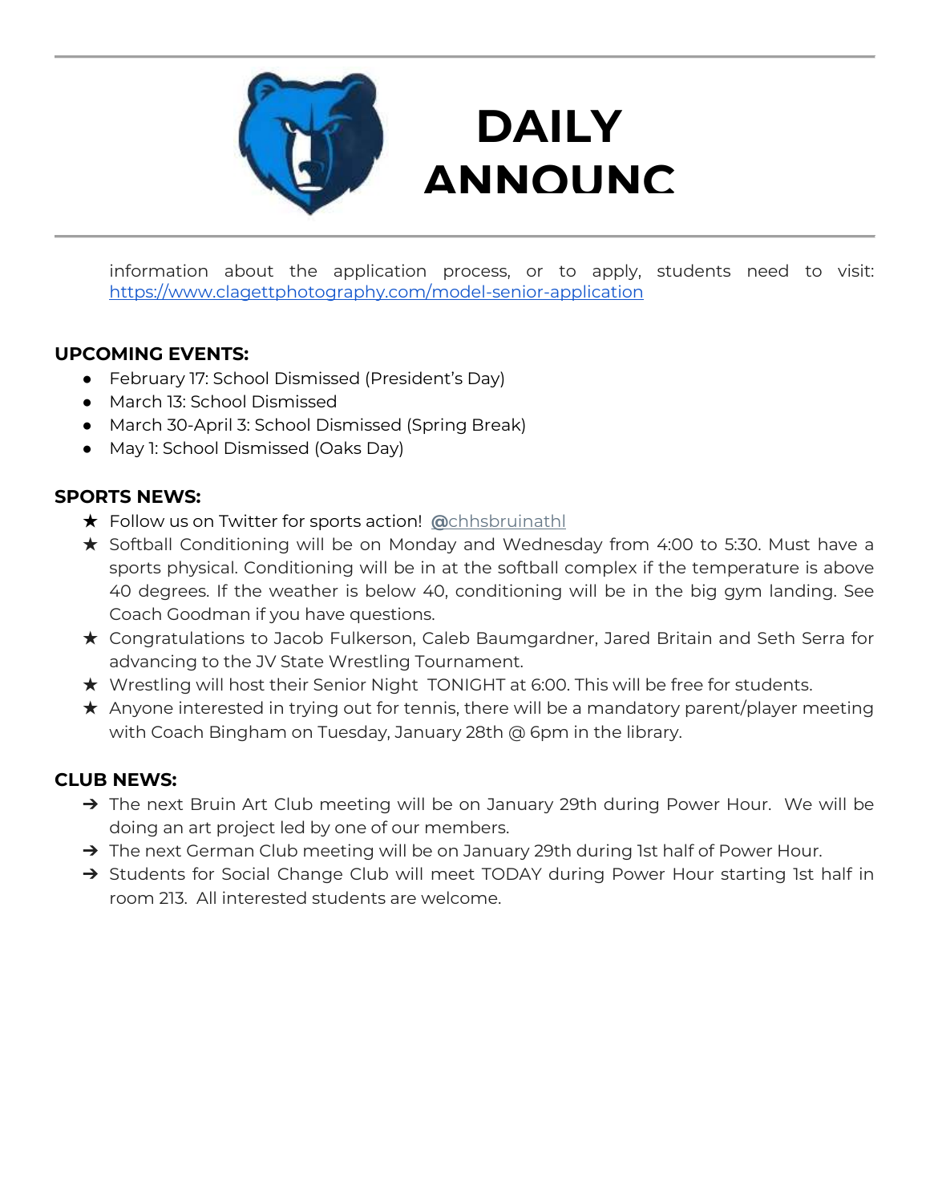information about the application process, or to apply, students need to visit: https://www.clagettphotography.com/model-senior-application

**UPCOMING EVENTS:**

- February 17: School Dismissed (President's Day)
- March 13: School Dismissed
- March 30-April 3: School Dismissed (Spring Break)
- May 1: School Dismissed (Oaks Day)

**SPORTS NEWS:**

- Follow us on Twitter for sports action! @chhsbruinathl
- Softball Conditioning will be on Monday and Wednesday from 4:00 to 5:30. Must have a sports physical. Conditioning will be in at the softball complex if the temperature is above 40 degrees. If the weather is below 40, conditioning will be in the big gym landing. See Coach Goodman if you have questions.
- Congratulations to Jacob Fulkerson, Caleb Baumgardner, Jared Britain and Seth Serra for advancing to the JV State Wrestling Tournament.
- Wrestling will host their Senior Night TONIGHT at 6:00. This will be free for students.
- Anyone interested in trying out for tennis, there will be a mandatory parent/player meeting with Coach Bingham on Tuesday, January 28th @ 6pm in the library.

**CLUB NEWS:**

- The next Bruin Art Club meeting will be on January 29th during Power Hour. We will be doing an art project led by one of our members.
- The next German Club meeting will be on January 29th during 1st half of Power Hour.
- Students for Social Change Club will meet TODAY during Power Hour starting 1st half in room 213. All interested students are welcome.